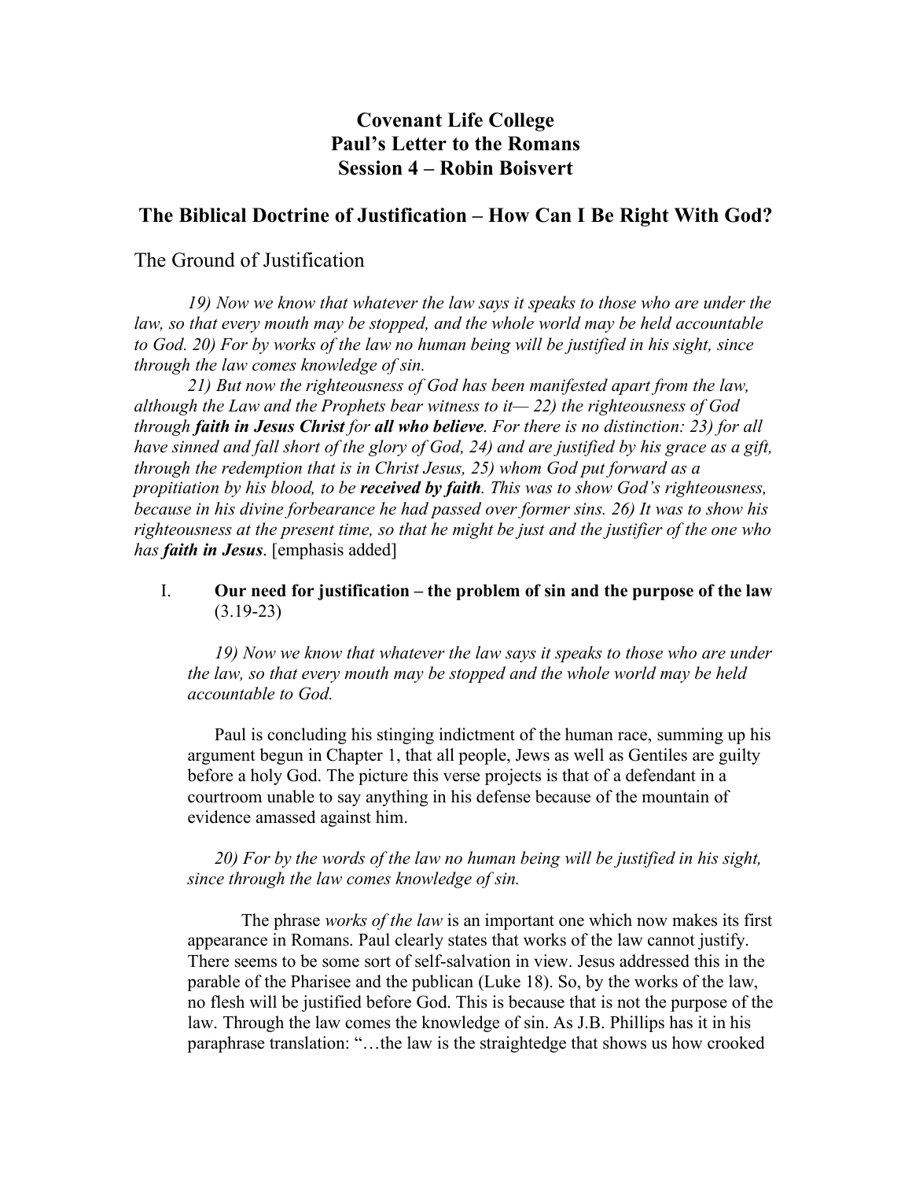# Covenant Life College
# Paul's Letter to the Romans
# Session 4 – Robin Boisvert

## The Biblical Doctrine of Justification – How Can I Be Right With God?

### The Ground of Justification

*19) Now we know that whatever the law says it speaks to those who are under the law, so that every mouth may be stopped, and the whole world may be held accountable to God. 20) For by works of the law no human being will be justified in his sight, since through the law comes knowledge of sin.*

*21) But now the righteousness of God has been manifested apart from the law, although the Law and the Prophets bear witness to it— 22) the righteousness of God through **faith in Jesus Christ** for **all who believe**. For there is no distinction: 23) for all have sinned and fall short of the glory of God, 24) and are justified by his grace as a gift, through the redemption that is in Christ Jesus, 25) whom God put forward as a propitiation by his blood, to be **received by faith**. This was to show God's righteousness, because in his divine forbearance he had passed over former sins. 26) It was to show his righteousness at the present time, so that he might be just and the justifier of the one who has **faith in Jesus**.* [emphasis added]

I. **Our need for justification – the problem of sin and the purpose of the law** (3.19-23)

*19) Now we know that whatever the law says it speaks to those who are under the law, so that every mouth may be stopped and the whole world may be held accountable to God.*

Paul is concluding his stinging indictment of the human race, summing up his argument begun in Chapter 1, that all people, Jews as well as Gentiles are guilty before a holy God. The picture this verse projects is that of a defendant in a courtroom unable to say anything in his defense because of the mountain of evidence amassed against him.

*20) For by the words of the law no human being will be justified in his sight, since through the law comes knowledge of sin.*

The phrase *works of the law* is an important one which now makes its first appearance in Romans. Paul clearly states that works of the law cannot justify. There seems to be some sort of self-salvation in view. Jesus addressed this in the parable of the Pharisee and the publican (Luke 18). So, by the works of the law, no flesh will be justified before God. This is because that is not the purpose of the law. Through the law comes the knowledge of sin. As J.B. Phillips has it in his paraphrase translation: "…the law is the straightedge that shows us how crooked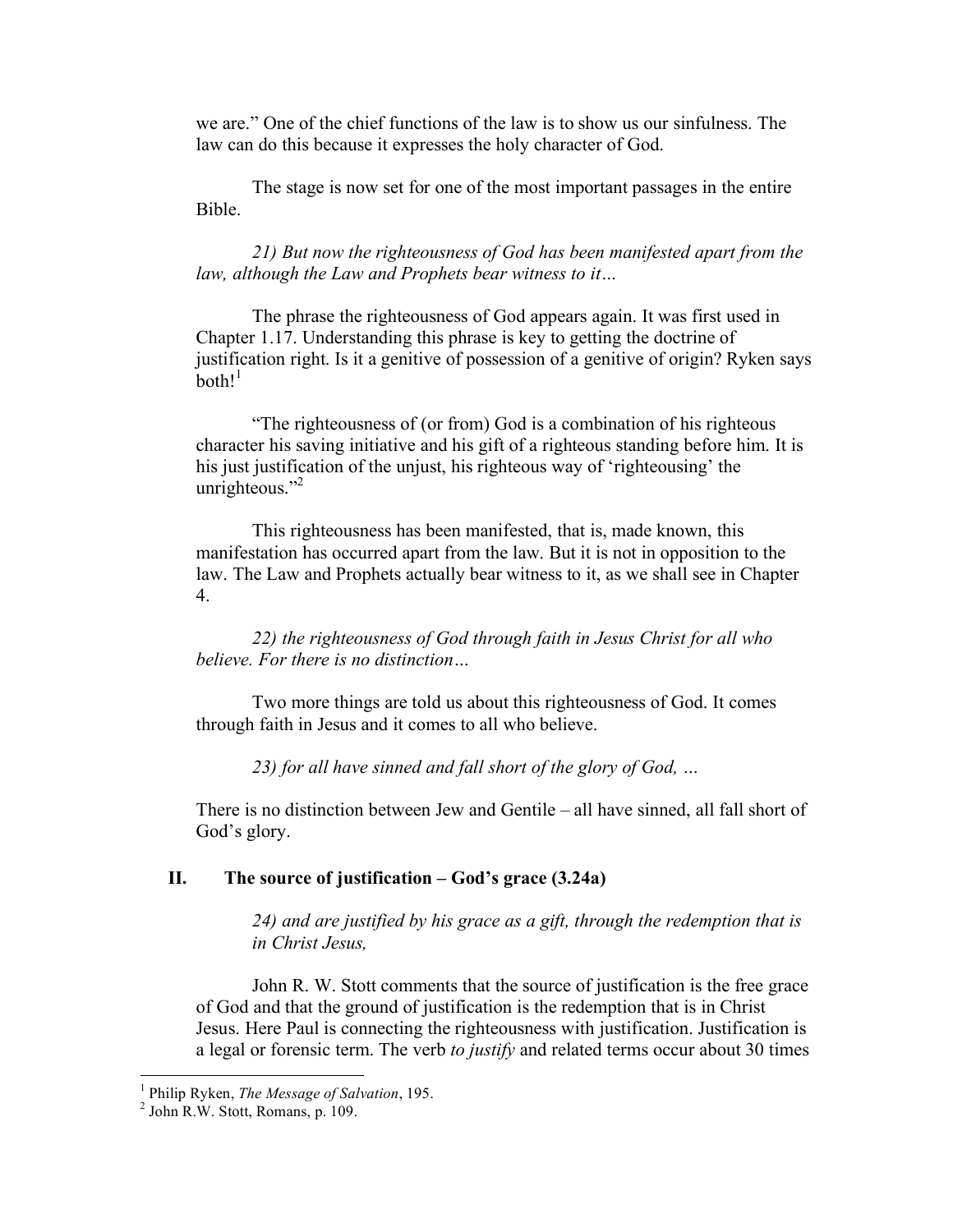we are." One of the chief functions of the law is to show us our sinfulness. The law can do this because it expresses the holy character of God.

The stage is now set for one of the most important passages in the entire Bible.

*21) But now the righteousness of God has been manifested apart from the law, although the Law and Prophets bear witness to it…*

The phrase the righteousness of God appears again. It was first used in Chapter 1.17. Understanding this phrase is key to getting the doctrine of justification right. Is it a genitive of possession of a genitive of origin? Ryken says both![1]

"The righteousness of (or from) God is a combination of his righteous character his saving initiative and his gift of a righteous standing before him. It is his just justification of the unjust, his righteous way of 'righteousing' the unrighteous."[2]

This righteousness has been manifested, that is, made known, this manifestation has occurred apart from the law. But it is not in opposition to the law. The Law and Prophets actually bear witness to it, as we shall see in Chapter 4.

*22) the righteousness of God through faith in Jesus Christ for all who believe. For there is no distinction…*

Two more things are told us about this righteousness of God. It comes through faith in Jesus and it comes to all who believe.

*23) for all have sinned and fall short of the glory of God, …*

There is no distinction between Jew and Gentile – all have sinned, all fall short of God's glory.

## II. The source of justification – God's grace (3.24a)

*24) and are justified by his grace as a gift, through the redemption that is in Christ Jesus,*

John R. W. Stott comments that the source of justification is the free grace of God and that the ground of justification is the redemption that is in Christ Jesus. Here Paul is connecting the righteousness with justification. Justification is a legal or forensic term. The verb *to justify* and related terms occur about 30 times

---

[1] Philip Ryken, *The Message of Salvation*, 195.

[2] John R.W. Stott, Romans, p. 109.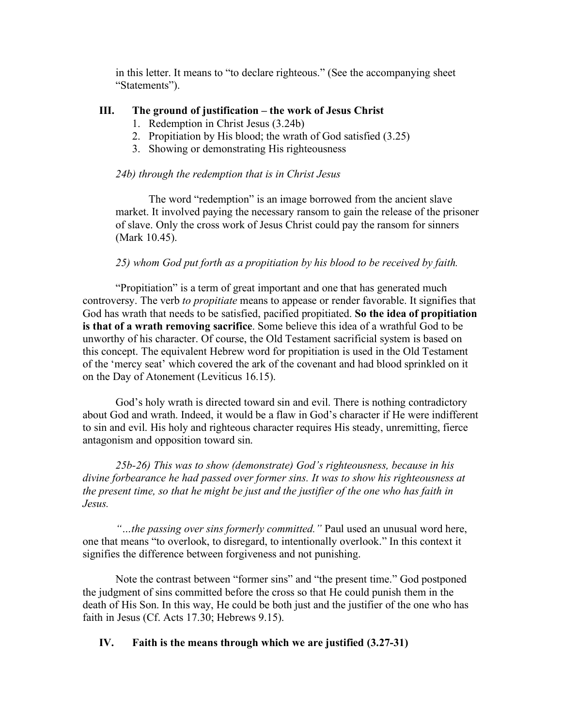in this letter. It means to "to declare righteous." (See the accompanying sheet "Statements").

## III. The ground of justification – the work of Jesus Christ

1. Redemption in Christ Jesus (3.24b)
2. Propitiation by His blood; the wrath of God satisfied (3.25)
3. Showing or demonstrating His righteousness

*24b) through the redemption that is in Christ Jesus*

The word "redemption" is an image borrowed from the ancient slave market. It involved paying the necessary ransom to gain the release of the prisoner of slave. Only the cross work of Jesus Christ could pay the ransom for sinners (Mark 10.45).

*25) whom God put forth as a propitiation by his blood to be received by faith.*

"Propitiation" is a term of great important and one that has generated much controversy. The verb *to propitiate* means to appease or render favorable. It signifies that God has wrath that needs to be satisfied, pacified propitiated. **So the idea of propitiation is that of a wrath removing sacrifice**. Some believe this idea of a wrathful God to be unworthy of his character. Of course, the Old Testament sacrificial system is based on this concept. The equivalent Hebrew word for propitiation is used in the Old Testament of the 'mercy seat' which covered the ark of the covenant and had blood sprinkled on it on the Day of Atonement (Leviticus 16.15).

God's holy wrath is directed toward sin and evil. There is nothing contradictory about God and wrath. Indeed, it would be a flaw in God's character if He were indifferent to sin and evil. His holy and righteous character requires His steady, unremitting, fierce antagonism and opposition toward sin.

*25b-26) This was to show (demonstrate) God's righteousness, because in his divine forbearance he had passed over former sins. It was to show his righteousness at the present time, so that he might be just and the justifier of the one who has faith in Jesus.*

*"…the passing over sins formerly committed."* Paul used an unusual word here, one that means "to overlook, to disregard, to intentionally overlook." In this context it signifies the difference between forgiveness and not punishing.

Note the contrast between "former sins" and "the present time." God postponed the judgment of sins committed before the cross so that He could punish them in the death of His Son. In this way, He could be both just and the justifier of the one who has faith in Jesus (Cf. Acts 17.30; Hebrews 9.15).

## IV. Faith is the means through which we are justified (3.27-31)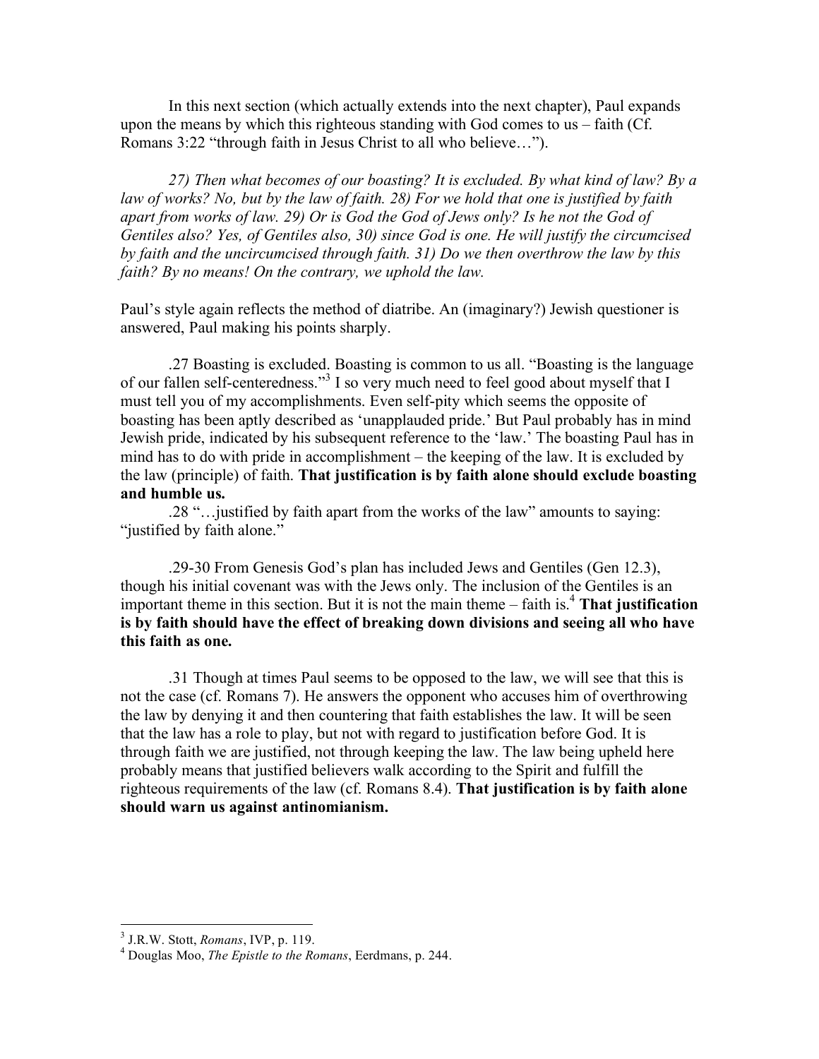In this next section (which actually extends into the next chapter), Paul expands upon the means by which this righteous standing with God comes to us – faith (Cf. Romans 3:22 "through faith in Jesus Christ to all who believe…").

*27) Then what becomes of our boasting? It is excluded. By what kind of law? By a law of works? No, but by the law of faith. 28) For we hold that one is justified by faith apart from works of law. 29) Or is God the God of Jews only? Is he not the God of Gentiles also? Yes, of Gentiles also, 30) since God is one. He will justify the circumcised by faith and the uncircumcised through faith. 31) Do we then overthrow the law by this faith? By no means! On the contrary, we uphold the law.*

Paul's style again reflects the method of diatribe. An (imaginary?) Jewish questioner is answered, Paul making his points sharply.

.27 Boasting is excluded. Boasting is common to us all. "Boasting is the language of our fallen self-centeredness."[3] I so very much need to feel good about myself that I must tell you of my accomplishments. Even self-pity which seems the opposite of boasting has been aptly described as 'unapplauded pride.' But Paul probably has in mind Jewish pride, indicated by his subsequent reference to the 'law.' The boasting Paul has in mind has to do with pride in accomplishment – the keeping of the law. It is excluded by the law (principle) of faith. **That justification is by faith alone should exclude boasting and humble us.**

.28 "…justified by faith apart from the works of the law" amounts to saying: "justified by faith alone."

.29-30 From Genesis God's plan has included Jews and Gentiles (Gen 12.3), though his initial covenant was with the Jews only. The inclusion of the Gentiles is an important theme in this section. But it is not the main theme – faith is.[4] **That justification is by faith should have the effect of breaking down divisions and seeing all who have this faith as one.**

.31 Though at times Paul seems to be opposed to the law, we will see that this is not the case (cf. Romans 7). He answers the opponent who accuses him of overthrowing the law by denying it and then countering that faith establishes the law. It will be seen that the law has a role to play, but not with regard to justification before God. It is through faith we are justified, not through keeping the law. The law being upheld here probably means that justified believers walk according to the Spirit and fulfill the righteous requirements of the law (cf. Romans 8.4). **That justification is by faith alone should warn us against antinomianism.**

---

[3] J.R.W. Stott, *Romans*, IVP, p. 119.

[4] Douglas Moo, *The Epistle to the Romans*, Eerdmans, p. 244.